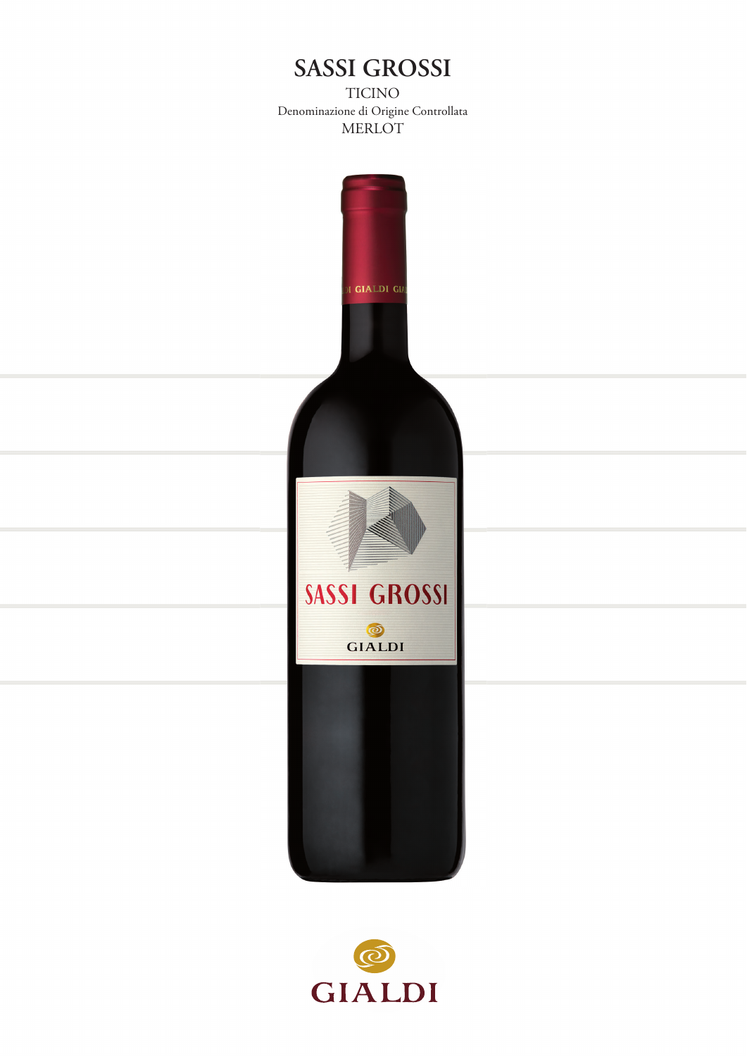# SASSI GROSSI

TICINO

Denominazione di Origine Controllata

MERLOT

GIALDI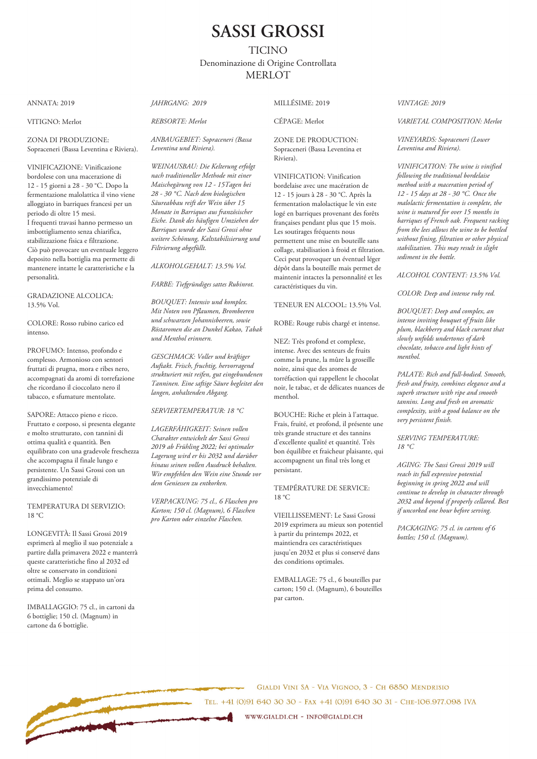# SASSI GROSSI

TICINO

Denominazione di Origine Controllata

MERLOT

ANNATA: 2019

VITIGNO: Merlot

ZONA DI PRODUZIONE: Sopraceneri (Bassa Leventina e Riviera).

VINIFICAZIONE: Vinificazione bordolese con una macerazione di 12 - 15 giorni a 28 - 30 °C. Dopo la fermentazione malolattica il vino viene alloggiato in barriques francesi per un periodo di oltre 15 mesi.
I frequenti travasi hanno permesso un imbottigliamento senza chiarifica, stabilizzazione fisica e filtrazione.
Ciò può provocare un eventuale leggero deposito nella bottiglia ma permette di mantenere intatte le caratteristiche e la personalità.

GRADAZIONE ALCOLICA: 13.5% Vol.

COLORE: Rosso rubino carico ed intenso.

PROFUMO: Intenso, profondo e complesso. Armonioso con sentori fruttati di prugna, mora e ribes nero, accompagnati da aromi di torrefazione che ricordano il cioccolato nero il tabacco, e sfumature mentolate.

SAPORE: Attacco pieno e ricco. Fruttato e corposo, si presenta elegante e molto strutturato, con tannini di ottima qualità e quantità. Ben equilibrato con una gradevole freschezza che accompagna il finale lungo e persistente. Un Sassi Grossi con un grandissimo potenziale di invecchiamento!

TEMPERATURA DI SERVIZIO: 18 °C

LONGEVITÀ: Il Sassi Grossi 2019 esprimerà al meglio il suo potenziale a partire dalla primavera 2022 e manterrà queste caratteristiche fino al 2032 ed oltre se conservato in condizioni ottimali. Meglio se stappato un'ora prima del consumo.

IMBALLAGGIO: 75 cl., in cartoni da 6 bottiglie; 150 cl. (Magnum) in cartone da 6 bottiglie.

*JAHRGANG: 2019*

*REBSORTE: Merlot*

*ANBAUGEBIET: Sopraceneri (Bassa Leventina und Riviera).*

*WEINAUSBAU: Die Kelterung erfolgt nach traditioneller Methode mit einer Maischegärung von 12 - 15Tagen bei 28 - 30 °C. Nach dem biologischen Säureabbau reift der Wein über 15 Monate in Barriques aus französischer Eiche. Dank des häufigen Umziehen der Barriques wurde der Sassi Grossi ohne weitere Schönung, Kaltstabilisierung und Filtrierung abgefüllt.*

*ALKOHOLGEHALT: 13.5% Vol.*

*FARBE: Tiefgründiges sattes Rubinrot.*

*BOUQUET: Intensiv und komplex. Mit Noten von Pflaumen, Brombeeren und schwarzen Johannisbeeren, sowie Röstaromen die an Dunkel Kakao, Tabak und Menthol erinnern.*

*GESCHMACK: Voller und kräftiger Auftakt. Frisch, fruchtig, hervorragend strukturiert mit reifen, gut eingebundenen Tanninen. Eine saftige Säure begleitet den langen, anhaltenden Abgang.*

*SERVIERTEMPERATUR: 18 °C*

*LAGERFÄHIGKEIT: Seinen vollen Charakter entwickelt der Sassi Grossi 2019 ab Frühling 2022; bei optimaler Lagerung wird er bis 2032 und darüber hinaus seinen vollen Ausdruck behalten. Wir empfehlen den Wein eine Stunde vor dem Geniessen zu entkorken.*

*VERPACKUNG: 75 cl., 6 Flaschen pro Karton; 150 cl. (Magnum), 6 Flaschen pro Karton oder einzelne Flaschen.*

MILLÉSIME: 2019

CÉPAGE: Merlot

ZONE DE PRODUCTION: Sopraceneri (Bassa Leventina et Riviera).

VINIFICATION: Vinification bordelaise avec une macération de 12 - 15 jours à 28 - 30 °C. Après la fermentation malolactique le vin este logé en barriques provenant des forêts françaises pendant plus que 15 mois. Les soutirages fréquents nous permettent une mise en bouteille sans collage, stabilisation à froid et filtration. Ceci peut provoquer un éventuel léger dépôt dans la bouteille mais permet de maintenir intactes la personnalité et les caractéristiques du vin.

TENEUR EN ALCOOL: 13.5% Vol.

ROBE: Rouge rubis chargé et intense.

NEZ: Très profond et complexe, intense. Avec des senteurs de fruits comme la prune, la mûre la groseille noire, ainsi que des aromes de torréfaction qui rappellent le chocolat noir, le tabac, et de délicates nuances de menthol.

BOUCHE: Riche et plein à l'attaque. Frais, fruité, et profond, il présente une très grande structure et des tannins d'excellente qualité et quantité. Très bon équilibre et fraicheur plaisante, qui accompagnent un final très long et persistant.

TEMPÉRATURE DE SERVICE: 18 °C

VIEILLISSEMENT: Le Sassi Grossi 2019 exprimera au mieux son potentiel à partir du printemps 2022, et maintiendra ces caractéristiques jusqu'en 2032 et plus si conservé dans des conditions optimales.

EMBALLAGE: 75 cl., 6 bouteilles par carton; 150 cl. (Magnum), 6 bouteilles par carton.

*VINTAGE: 2019*

*VARIETAL COMPOSITION: Merlot*

*VINEYARDS: Sopraceneri (Lower Leventina and Riviera).*

*VINIFICATION: The wine is vinified following the traditional bordelaise method with a maceration period of 12 - 15 days at 28 - 30 °C. Once the malolactic fermentation is complete, the wine is matured for over 15 months in barriques of French oak. Frequent racking from the lees allows the wine to be bottled without fining, filtration or other physical stabilization. This may result in slight sediment in the bottle.*

*ALCOHOL CONTENT: 13.5% Vol.*

*COLOR: Deep and intense ruby red.*

*BOUQUET: Deep and complex, an intense inviting bouquet of fruits like plum, blackberry and black currant that slowly unfolds undertones of dark chocolate, tobacco and light hints of menthol.*

*PALATE: Rich and full-bodied. Smooth, fresh and fruity, combines elegance and a superb structure with ripe and smooth tannins. Long and fresh on aromatic complexity, with a good balance on the very persistent finish.*

*SERVING TEMPERATURE: 18 °C*

*AGING: The Sassi Grossi 2019 will reach its full expressive potential beginning in spring 2022 and will continue to develop in character through 2032 and beyond if properly cellared. Best if uncorked one hour before serving.*

*PACKAGING: 75 cl. in cartons of 6 bottles; 150 cl. (Magnum).*

GIALDI VINI SA - VIA VIGNOO, 3 - CH 6850 MENDRISIO

TEL. +41 (0)91 640 30 30 - FAX +41 (0)91 640 30 31 - CHE-106.977.098 IVA

WWW.GIALDI.CH - INFO@GIALDI.CH